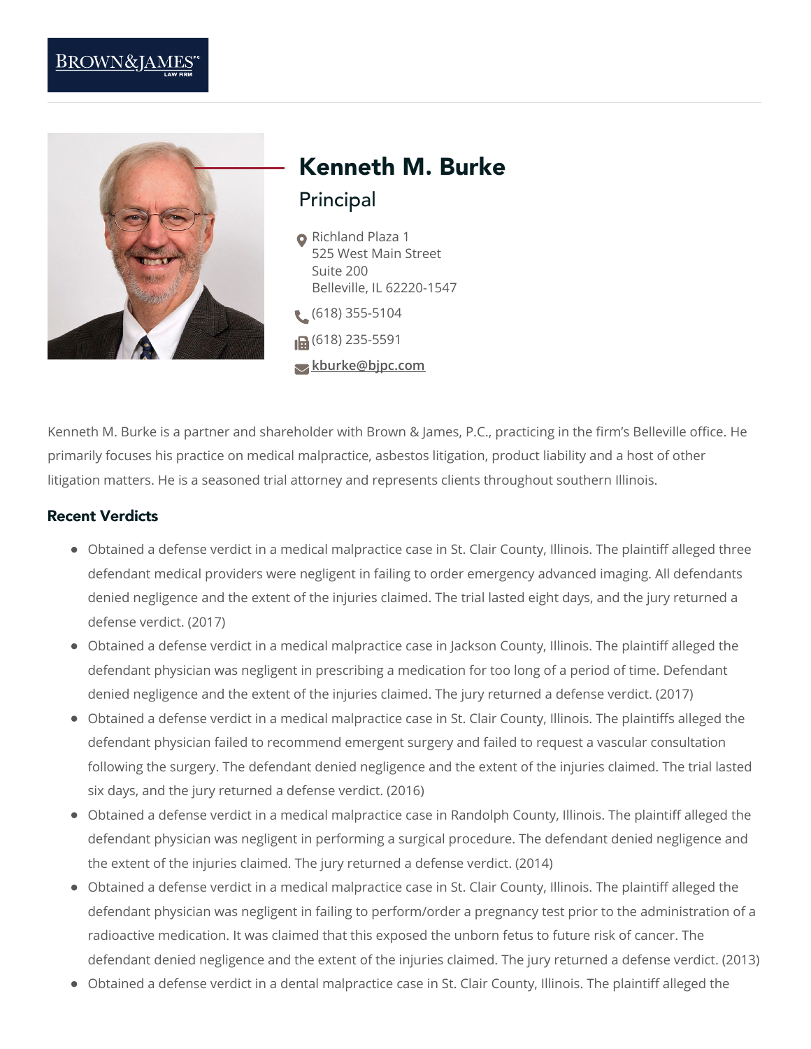BROWN&JAMES P.C. LAW FIRM

# Kenneth M. Burke

## Principal

Richland Plaza 1
525 West Main Street
Suite 200
Belleville, IL 62220-1547

(618) 355-5104

(618) 235-5591

kburke@bjpc.com

Kenneth M. Burke is a partner and shareholder with Brown & James, P.C., practicing in the firm's Belleville office. He primarily focuses his practice on medical malpractice, asbestos litigation, product liability and a host of other litigation matters. He is a seasoned trial attorney and represents clients throughout southern Illinois.

### Recent Verdicts

- Obtained a defense verdict in a medical malpractice case in St. Clair County, Illinois. The plaintiff alleged three defendant medical providers were negligent in failing to order emergency advanced imaging. All defendants denied negligence and the extent of the injuries claimed. The trial lasted eight days, and the jury returned a defense verdict. (2017)
- Obtained a defense verdict in a medical malpractice case in Jackson County, Illinois. The plaintiff alleged the defendant physician was negligent in prescribing a medication for too long of a period of time. Defendant denied negligence and the extent of the injuries claimed. The jury returned a defense verdict. (2017)
- Obtained a defense verdict in a medical malpractice case in St. Clair County, Illinois. The plaintiffs alleged the defendant physician failed to recommend emergent surgery and failed to request a vascular consultation following the surgery. The defendant denied negligence and the extent of the injuries claimed. The trial lasted six days, and the jury returned a defense verdict. (2016)
- Obtained a defense verdict in a medical malpractice case in Randolph County, Illinois. The plaintiff alleged the defendant physician was negligent in performing a surgical procedure. The defendant denied negligence and the extent of the injuries claimed. The jury returned a defense verdict. (2014)
- Obtained a defense verdict in a medical malpractice case in St. Clair County, Illinois. The plaintiff alleged the defendant physician was negligent in failing to perform/order a pregnancy test prior to the administration of a radioactive medication. It was claimed that this exposed the unborn fetus to future risk of cancer. The defendant denied negligence and the extent of the injuries claimed. The jury returned a defense verdict. (2013)
- Obtained a defense verdict in a dental malpractice case in St. Clair County, Illinois. The plaintiff alleged the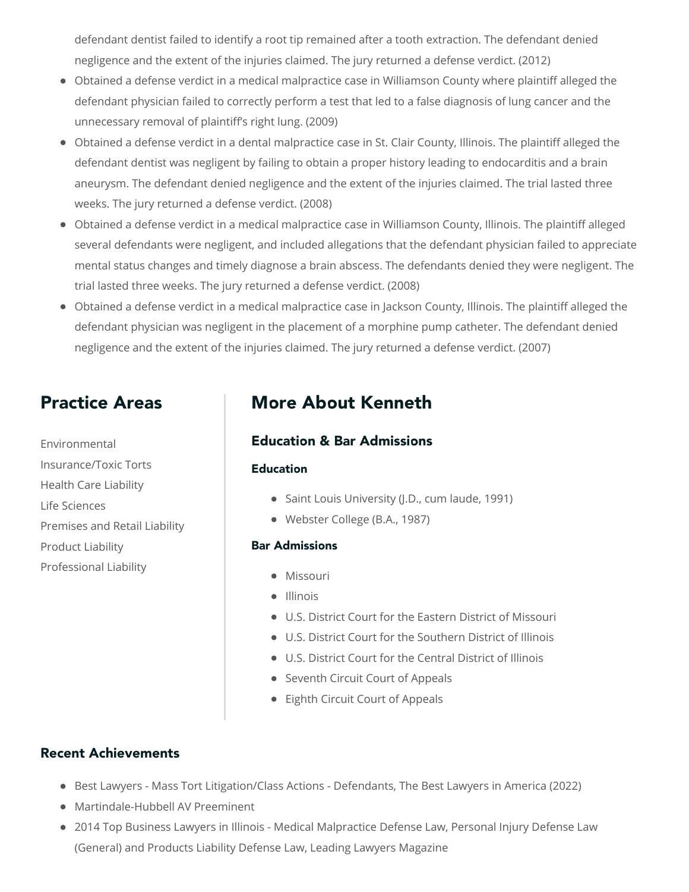defendant dentist failed to identify a root tip remained after a tooth extraction. The defendant denied negligence and the extent of the injuries claimed. The jury returned a defense verdict. (2012)

- Obtained a defense verdict in a medical malpractice case in Williamson County where plaintiff alleged the defendant physician failed to correctly perform a test that led to a false diagnosis of lung cancer and the unnecessary removal of plaintiff's right lung. (2009)
- Obtained a defense verdict in a dental malpractice case in St. Clair County, Illinois. The plaintiff alleged the defendant dentist was negligent by failing to obtain a proper history leading to endocarditis and a brain aneurysm. The defendant denied negligence and the extent of the injuries claimed. The trial lasted three weeks. The jury returned a defense verdict. (2008)
- Obtained a defense verdict in a medical malpractice case in Williamson County, Illinois. The plaintiff alleged several defendants were negligent, and included allegations that the defendant physician failed to appreciate mental status changes and timely diagnose a brain abscess. The defendants denied they were negligent. The trial lasted three weeks. The jury returned a defense verdict. (2008)
- Obtained a defense verdict in a medical malpractice case in Jackson County, Illinois. The plaintiff alleged the defendant physician was negligent in the placement of a morphine pump catheter. The defendant denied negligence and the extent of the injuries claimed. The jury returned a defense verdict. (2007)

## Practice Areas

Environmental
Insurance/Toxic Torts
Health Care Liability
Life Sciences
Premises and Retail Liability
Product Liability
Professional Liability

## More About Kenneth

### Education & Bar Admissions

#### Education

- Saint Louis University (J.D., cum laude, 1991)
- Webster College (B.A., 1987)

#### Bar Admissions

- Missouri
- Illinois
- U.S. District Court for the Eastern District of Missouri
- U.S. District Court for the Southern District of Illinois
- U.S. District Court for the Central District of Illinois
- Seventh Circuit Court of Appeals
- Eighth Circuit Court of Appeals

### Recent Achievements

- Best Lawyers - Mass Tort Litigation/Class Actions - Defendants, The Best Lawyers in America (2022)
- Martindale-Hubbell AV Preeminent
- 2014 Top Business Lawyers in Illinois - Medical Malpractice Defense Law, Personal Injury Defense Law (General) and Products Liability Defense Law, Leading Lawyers Magazine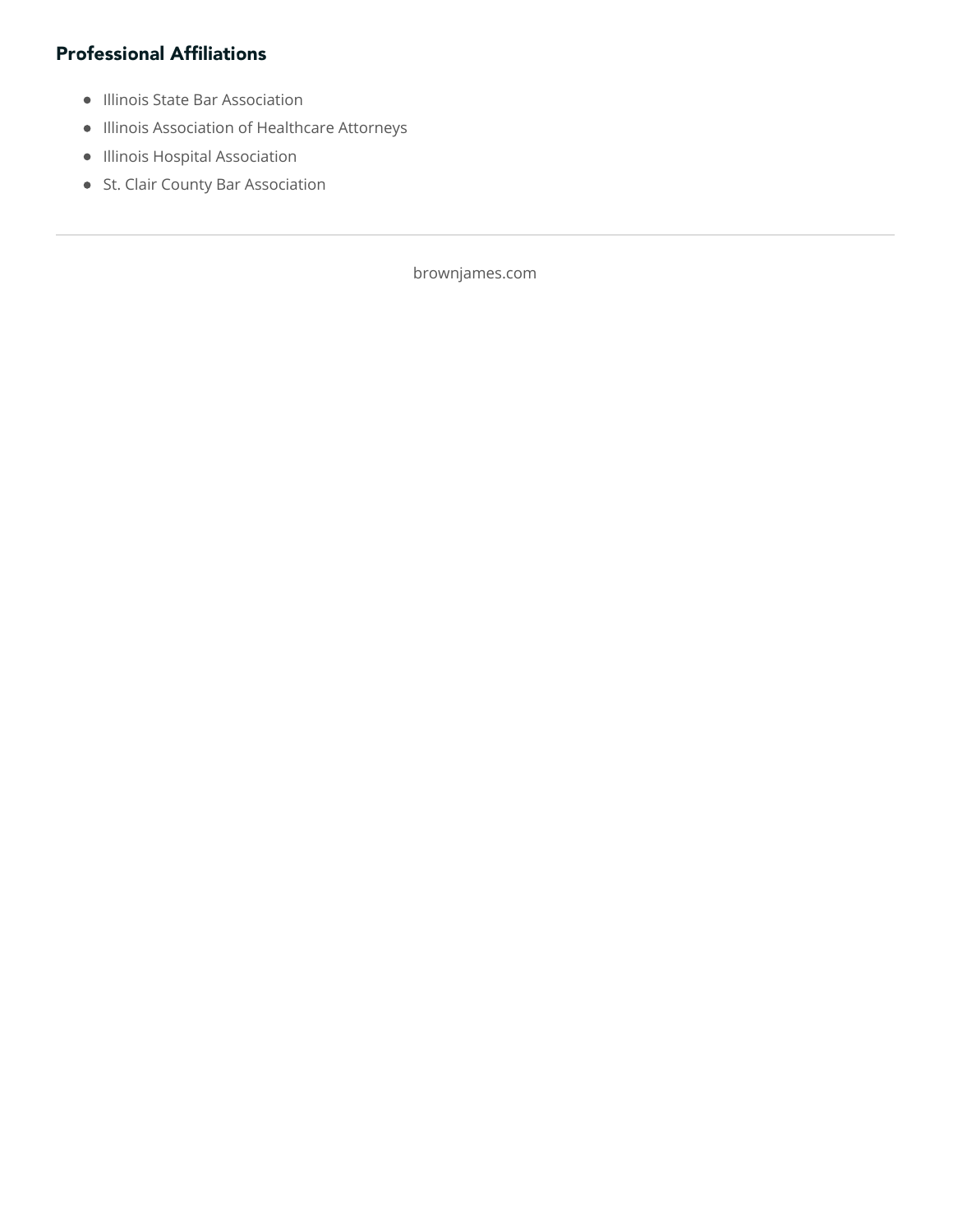## Professional Affiliations

- Illinois State Bar Association
- Illinois Association of Healthcare Attorneys
- Illinois Hospital Association
- St. Clair County Bar Association

---

brownjames.com